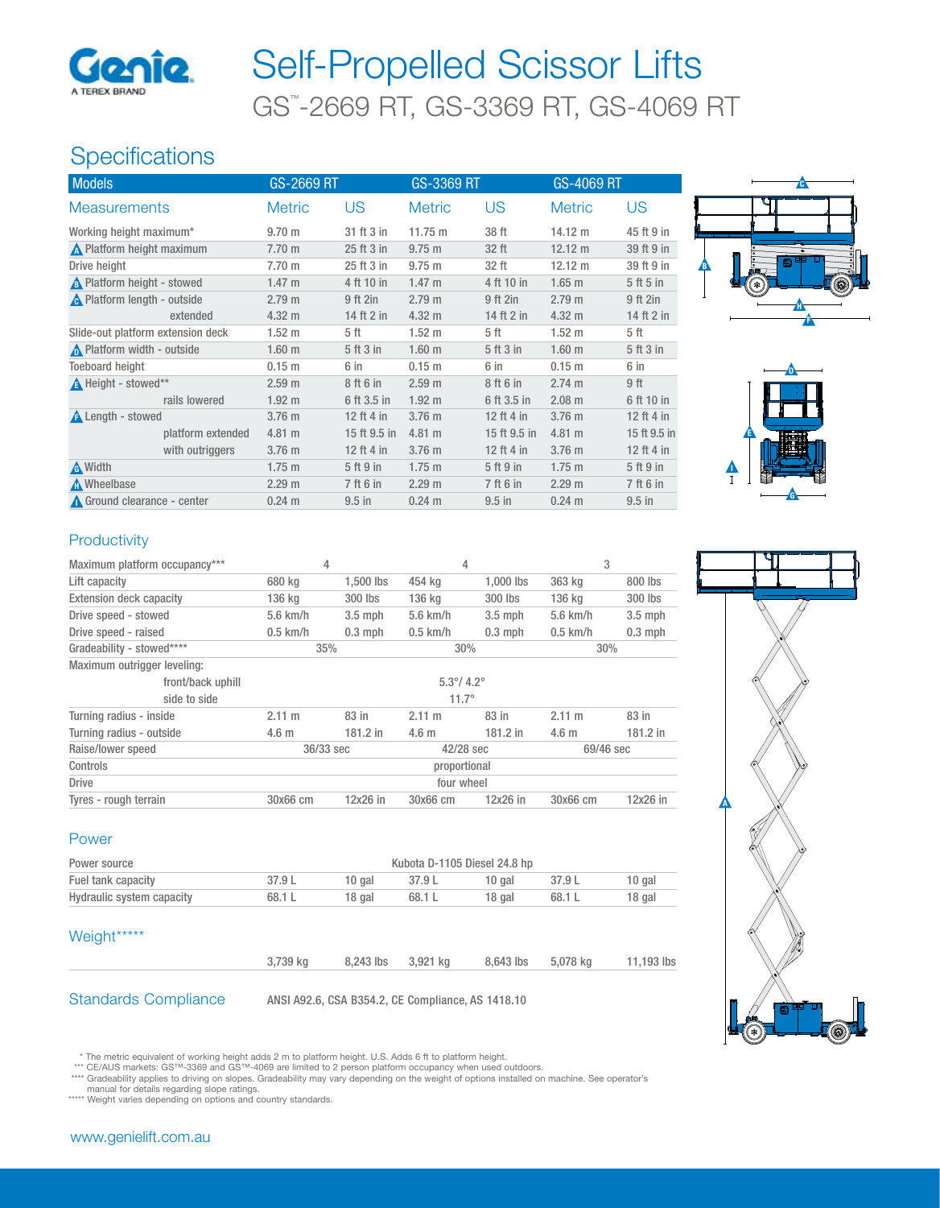# Self-Propelled Scissor Lifts

## GS™-2669 RT, GS-3369 RT, GS-4069 RT

## Specifications

| Models | GS-2669 RT | | GS-3369 RT | | GS-4069 RT | |
|---|---|---|---|---|---|---|
| Measurements | Metric | US | Metric | US | Metric | US |
| Working height maximum* | 9.70 m | 31 ft 3 in | 11.75 m | 38 ft | 14.12 m | 45 ft 9 in |
| A Platform height maximum | 7.70 m | 25 ft 3 in | 9.75 m | 32 ft | 12.12 m | 39 ft 9 in |
| Drive height | 7.70 m | 25 ft 3 in | 9.75 m | 32 ft | 12.12 m | 39 ft 9 in |
| B Platform height - stowed | 1.47 m | 4 ft 10 in | 1.47 m | 4 ft 10 in | 1.65 m | 5 ft 5 in |
| C Platform length - outside | 2.79 m | 9 ft 2in | 2.79 m | 9 ft 2in | 2.79 m | 9 ft 2in |
| extended | 4.32 m | 14 ft 2 in | 4.32 m | 14 ft 2 in | 4.32 m | 14 ft 2 in |
| Slide-out platform extension deck | 1.52 m | 5 ft | 1.52 m | 5 ft | 1.52 m | 5 ft |
| D Platform width - outside | 1.60 m | 5 ft 3 in | 1.60 m | 5 ft 3 in | 1.60 m | 5 ft 3 in |
| Toeboard height | 0.15 m | 6 in | 0.15 m | 6 in | 0.15 m | 6 in |
| E Height - stowed** | 2.59 m | 8 ft 6 in | 2.59 m | 8 ft 6 in | 2.74 m | 9 ft |
| rails lowered | 1.92 m | 6 ft 3.5 in | 1.92 m | 6 ft 3.5 in | 2.08 m | 6 ft 10 in |
| F Length - stowed | 3.76 m | 12 ft 4 in | 3.76 m | 12 ft 4 in | 3.76 m | 12 ft 4 in |
| platform extended | 4.81 m | 15 ft 9.5 in | 4.81 m | 15 ft 9.5 in | 4.81 m | 15 ft 9.5 in |
| with outriggers | 3.76 m | 12 ft 4 in | 3.76 m | 12 ft 4 in | 3.76 m | 12 ft 4 in |
| G Width | 1.75 m | 5 ft 9 in | 1.75 m | 5 ft 9 in | 1.75 m | 5 ft 9 in |
| H Wheelbase | 2.29 m | 7 ft 6 in | 2.29 m | 7 ft 6 in | 2.29 m | 7 ft 6 in |
| I Ground clearance - center | 0.24 m | 9.5 in | 0.24 m | 9.5 in | 0.24 m | 9.5 in |

### Productivity

| | GS-2669 RT | | GS-3369 RT | | GS-4069 RT | |
|---|---|---|---|---|---|---|
| Maximum platform occupancy*** | 4 | | 4 | | 3 | |
| Lift capacity | 680 kg | 1,500 lbs | 454 kg | 1,000 lbs | 363 kg | 800 lbs |
| Extension deck capacity | 136 kg | 300 lbs | 136 kg | 300 lbs | 136 kg | 300 lbs |
| Drive speed - stowed | 5.6 km/h | 3.5 mph | 5.6 km/h | 3.5 mph | 5.6 km/h | 3.5 mph |
| Drive speed - raised | 0.5 km/h | 0.3 mph | 0.5 km/h | 0.3 mph | 0.5 km/h | 0.3 mph |
| Gradeability - stowed**** | 35% | | 30% | | 30% | |
| Maximum outrigger leveling: | | | | | | |
| front/back uphill | 5.3°/ 4.2° | | | | | |
| side to side | 11.7° | | | | | |
| Turning radius - inside | 2.11 m | 83 in | 2.11 m | 83 in | 2.11 m | 83 in |
| Turning radius - outside | 4.6 m | 181.2 in | 4.6 m | 181.2 in | 4.6 m | 181.2 in |
| Raise/lower speed | 36/33 sec | | 42/28 sec | | 69/46 sec | |
| Controls | proportional | | | | | |
| Drive | four wheel | | | | | |
| Tyres - rough terrain | 30x66 cm | 12x26 in | 30x66 cm | 12x26 in | 30x66 cm | 12x26 in |

### Power

| | GS-2669 RT | | GS-3369 RT | | GS-4069 RT | |
|---|---|---|---|---|---|---|
| Power source | Kubota D-1105 Diesel 24.8 hp | | | | | |
| Fuel tank capacity | 37.9 L | 10 gal | 37.9 L | 10 gal | 37.9 L | 10 gal |
| Hydraulic system capacity | 68.1 L | 18 gal | 68.1 L | 18 gal | 68.1 L | 18 gal |

### Weight*****

| | GS-2669 RT | | GS-3369 RT | | GS-4069 RT | |
|---|---|---|---|---|---|---|
| | 3,739 kg | 8,243 lbs | 3,921 kg | 8,643 lbs | 5,078 kg | 11,193 lbs |

### Standards Compliance

ANSI A92.6, CSA B354.2, CE Compliance, AS 1418.10

* The metric equivalent of working height adds 2 m to platform height. U.S. Adds 6 ft to platform height.
*** CE/AUS markets: GS™-3369 and GS™-4069 are limited to 2 person platform occupancy when used outdoors.
**** Gradeability applies to driving on slopes. Gradeability may vary depending on the weight of options installed on machine. See operator's manual for details regarding slope ratings.
***** Weight varies depending on options and country standards.

www.genielift.com.au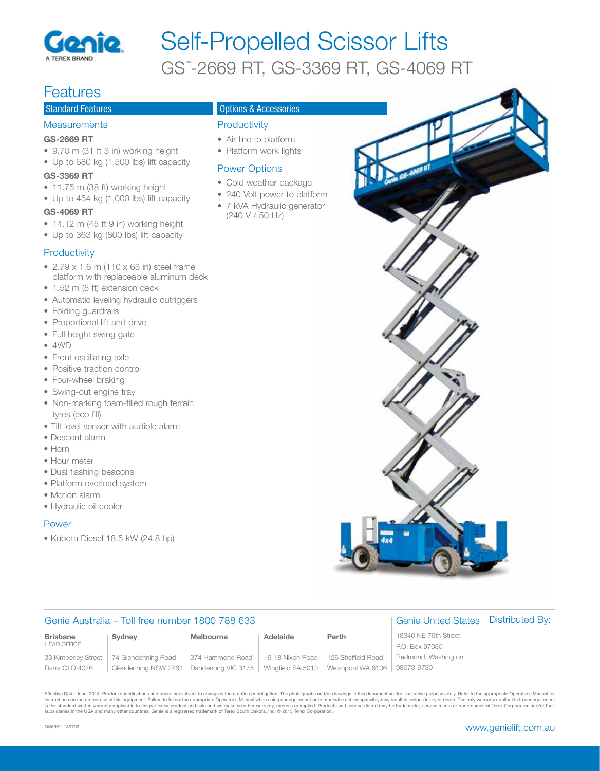# Self-Propelled Scissor Lifts

GS™-2669 RT, GS-3369 RT, GS-4069 RT

## Features

### Standard Features

#### Measurements

**GS-2669 RT**

- 9.70 m (31 ft 3 in) working height
- Up to 680 kg (1,500 lbs) lift capacity

**GS-3369 RT**

- 11.75 m (38 ft) working height
- Up to 454 kg (1,000 lbs) lift capacity

**GS-4069 RT**

- 14.12 m (45 ft 9 in) working height
- Up to 363 kg (800 lbs) lift capacity

#### Productivity

- 2.79 x 1.6 m (110 x 63 in) steel frame platform with replaceable aluminum deck
- 1.52 m (5 ft) extension deck
- Automatic leveling hydraulic outriggers
- Folding guardrails
- Proportional lift and drive
- Full height swing gate
- 4WD
- Front oscillating axle
- Positive traction control
- Four-wheel braking
- Swing-out engine tray
- Non-marking foam-filled rough terrain tyres (eco fill)
- Tilt level sensor with audible alarm
- Descent alarm
- Horn
- Hour meter
- Dual flashing beacons
- Platform overload system
- Motion alarm
- Hydraulic oil cooler

#### Power

- Kubota Diesel 18.5 kW (24.8 hp)

### Options & Accessories

#### Productivity

- Air line to platform
- Platform work lights

#### Power Options

- Cold weather package
- 240 Volt power to platform
- 7 kVA Hydraulic generator (240 V / 50 Hz)

## Genie Australia – Toll free number 1800 788 633

| Brisbane HEAD OFFICE | Sydney | Melbourne | Adelaide | Perth |
|---|---|---|---|---|
| 33 Kimberley Street | 74 Glendenning Road | 374 Hammond Road | 16-18 Nixon Road | 126 Sheffield Road |
| Darra QLD 4076 | Glendenning NSW 2761 | Dandenong VIC 3175 | Wingfield SA 5013 | Welshpool WA 6106 |

**Genie United States**

18340 NE 76th Street
P.O. Box 97030
Redmond, Washington
98073-9730

**Distributed By:**

Effective Date: June, 2013. Product specifications and prices are subject to change without notice or obligation. The photographs and/or drawings in this document are for illustrative purposes only. Refer to the appropriate Operator's Manual for instructions on the proper use of this equipment. Failure to follow the appropriate Operator's Manual when using our equipment or to otherwise act irresponsibly may result in serious injury or death. The only warranty applicable to our equipment is the standard written warranty applicable to the particular product and sale and we make no other warranty, express or implied. Products and services listed may be trademarks, service marks or trade names of Terex Corporation and/or their subsidiaries in the USA and many other countries. Genie is a registered trademark of Terex South Dakota, Inc. © 2013 Terex Corporation.

GS69RT 130702

www.genielift.com.au